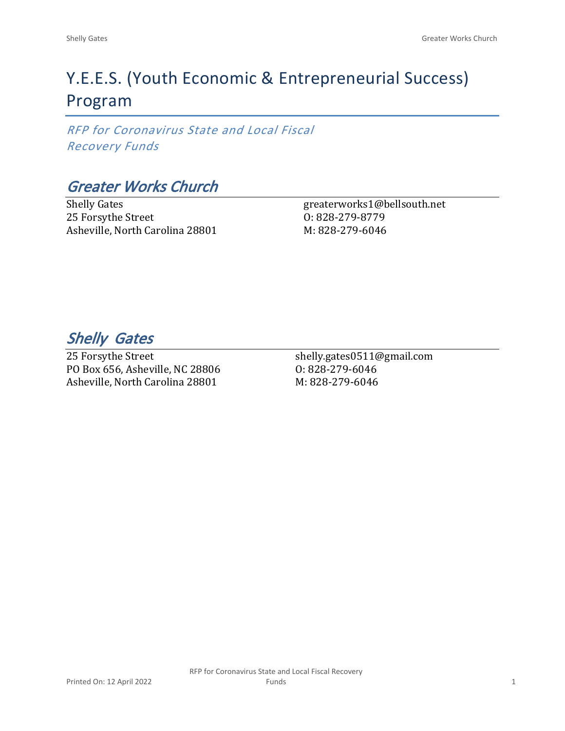# Y.E.E.S. (Youth Economic & Entrepreneurial Success) Program

*RFP for Coronavirus State and Local Fiscal Recovery Funds*

## *Greater Works Church*

Shelly Gates
25 Forsythe Street
Asheville, North Carolina 28801

greaterworks1@bellsouth.net
O: 828-279-8779
M: 828-279-6046

## *Shelly Gates*

25 Forsythe Street
PO Box 656, Asheville, NC 28806
Asheville, North Carolina 28801

shelly.gates0511@gmail.com
O: 828-279-6046
M: 828-279-6046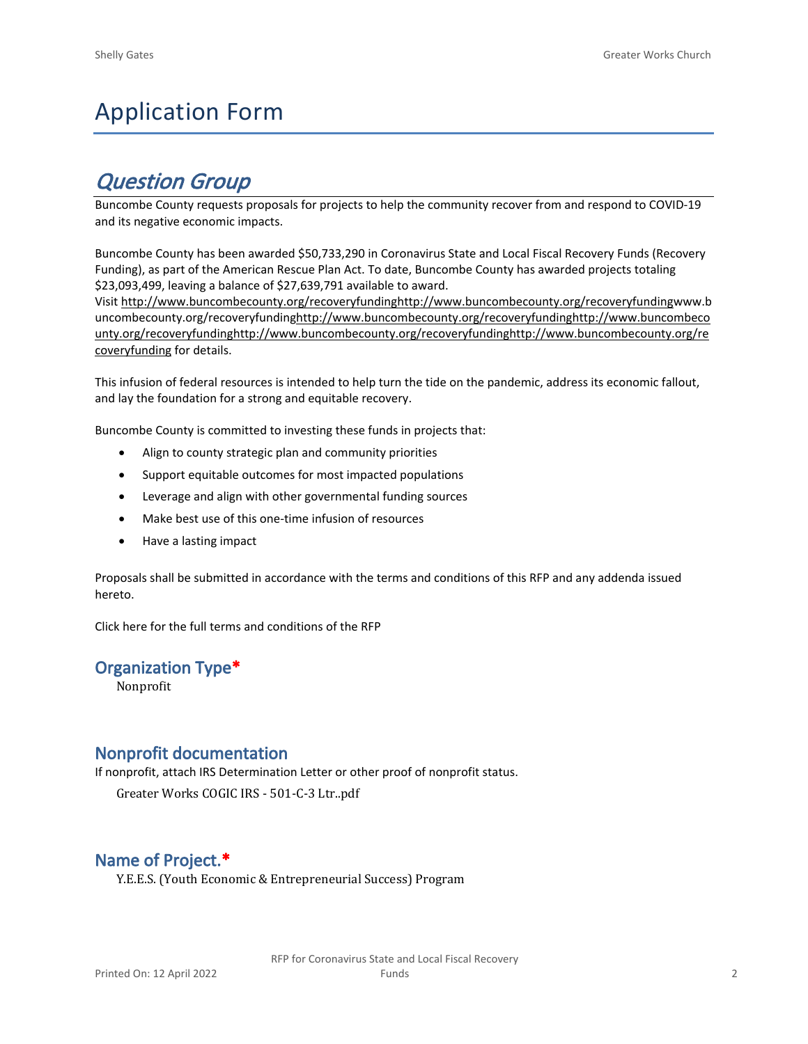# Application Form

## *Question Group*

Buncombe County requests proposals for projects to help the community recover from and respond to COVID-19 and its negative economic impacts.

Buncombe County has been awarded $50,733,290 in Coronavirus State and Local Fiscal Recovery Funds (Recovery Funding), as part of the American Rescue Plan Act. To date, Buncombe County has awarded projects totaling $23,093,499, leaving a balance of $27,639,791 available to award.
Visit http://www.buncombecounty.org/recoveryfundinghttp://www.buncombecounty.org/recoveryfundingwww.buncombecounty.org/recoveryfundinghttp://www.buncombecounty.org/recoveryfundinghttp://www.buncombecounty.org/recoveryfundinghttp://www.buncombecounty.org/recoveryfundinghttp://www.buncombecounty.org/recoveryfunding for details.

This infusion of federal resources is intended to help turn the tide on the pandemic, address its economic fallout, and lay the foundation for a strong and equitable recovery.

Buncombe County is committed to investing these funds in projects that:

- Align to county strategic plan and community priorities
- Support equitable outcomes for most impacted populations
- Leverage and align with other governmental funding sources
- Make best use of this one-time infusion of resources
- Have a lasting impact

Proposals shall be submitted in accordance with the terms and conditions of this RFP and any addenda issued hereto.

Click here for the full terms and conditions of the RFP

### Organization Type*

Nonprofit

### Nonprofit documentation

If nonprofit, attach IRS Determination Letter or other proof of nonprofit status.

Greater Works COGIC IRS - 501-C-3 Ltr..pdf

### Name of Project.*

Y.E.E.S. (Youth Economic & Entrepreneurial Success) Program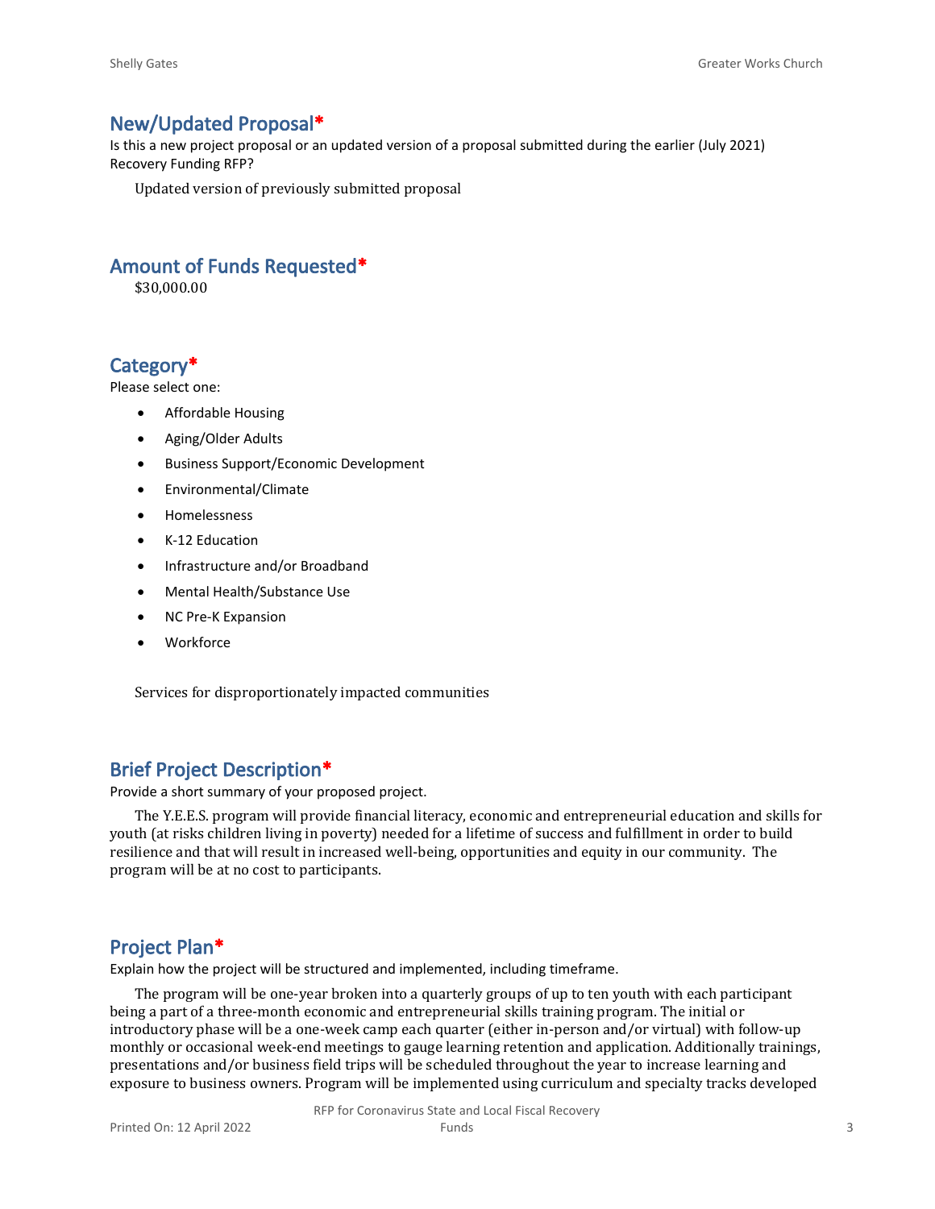## New/Updated Proposal*

Is this a new project proposal or an updated version of a proposal submitted during the earlier (July 2021) Recovery Funding RFP?

Updated version of previously submitted proposal

## Amount of Funds Requested*

$30,000.00

## Category*

Please select one:

- Affordable Housing
- Aging/Older Adults
- Business Support/Economic Development
- Environmental/Climate
- Homelessness
- K-12 Education
- Infrastructure and/or Broadband
- Mental Health/Substance Use
- NC Pre-K Expansion
- Workforce

Services for disproportionately impacted communities

## Brief Project Description*

Provide a short summary of your proposed project.

The Y.E.E.S. program will provide financial literacy, economic and entrepreneurial education and skills for youth (at risks children living in poverty) needed for a lifetime of success and fulfillment in order to build resilience and that will result in increased well-being, opportunities and equity in our community. The program will be at no cost to participants.

## Project Plan*

Explain how the project will be structured and implemented, including timeframe.

The program will be one-year broken into a quarterly groups of up to ten youth with each participant being a part of a three-month economic and entrepreneurial skills training program. The initial or introductory phase will be a one-week camp each quarter (either in-person and/or virtual) with follow-up monthly or occasional week-end meetings to gauge learning retention and application. Additionally trainings, presentations and/or business field trips will be scheduled throughout the year to increase learning and exposure to business owners. Program will be implemented using curriculum and specialty tracks developed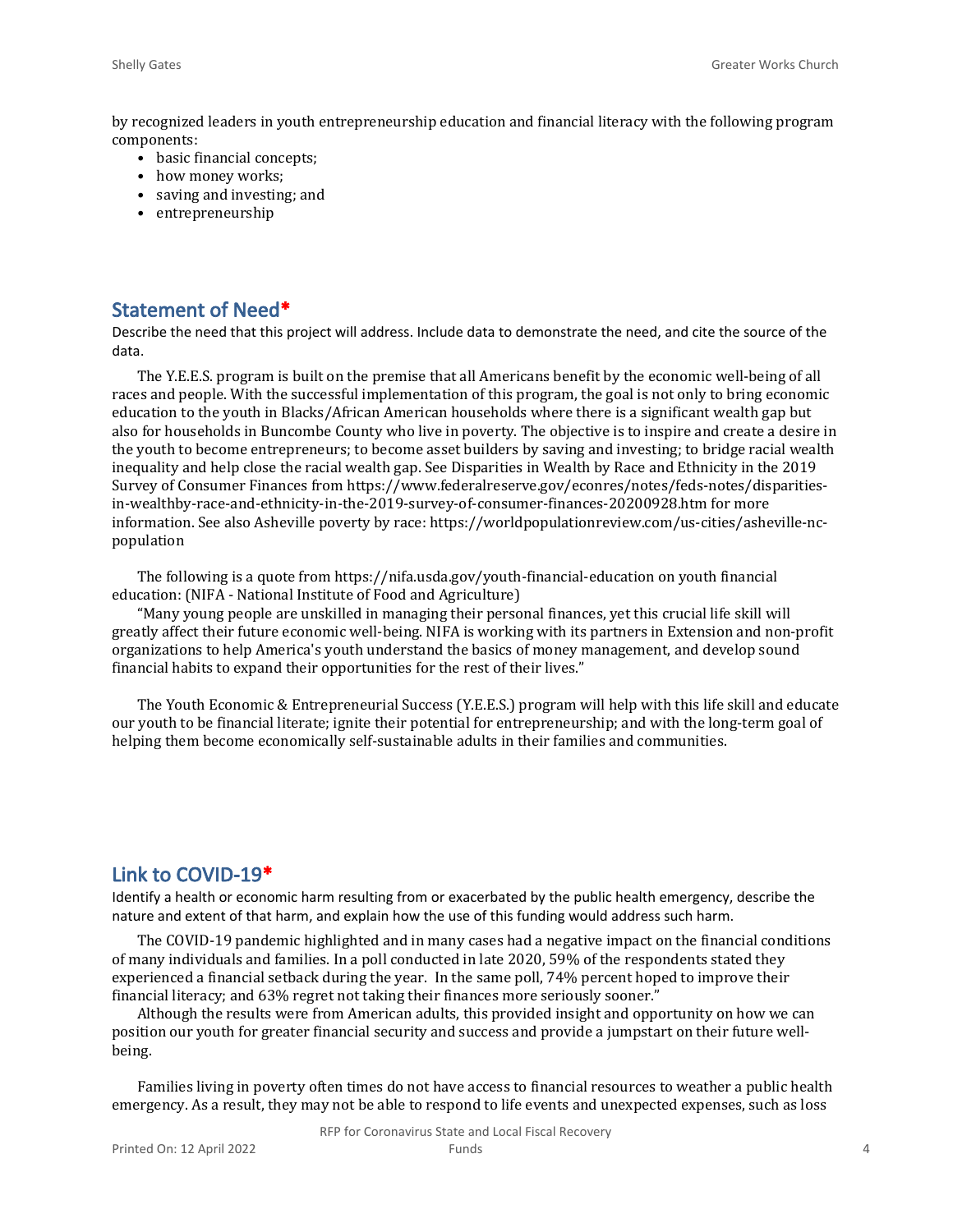by recognized leaders in youth entrepreneurship education and financial literacy with the following program components:

- basic financial concepts;
- how money works;
- saving and investing; and
- entrepreneurship

## Statement of Need*

Describe the need that this project will address. Include data to demonstrate the need, and cite the source of the data.

The Y.E.E.S. program is built on the premise that all Americans benefit by the economic well-being of all races and people. With the successful implementation of this program, the goal is not only to bring economic education to the youth in Blacks/African American households where there is a significant wealth gap but also for households in Buncombe County who live in poverty. The objective is to inspire and create a desire in the youth to become entrepreneurs; to become asset builders by saving and investing; to bridge racial wealth inequality and help close the racial wealth gap. See Disparities in Wealth by Race and Ethnicity in the 2019 Survey of Consumer Finances from https://www.federalreserve.gov/econres/notes/feds-notes/disparities-in-wealthby-race-and-ethnicity-in-the-2019-survey-of-consumer-finances-20200928.htm for more information. See also Asheville poverty by race: https://worldpopulationreview.com/us-cities/asheville-nc-population

The following is a quote from https://nifa.usda.gov/youth-financial-education on youth financial education: (NIFA - National Institute of Food and Agriculture)

"Many young people are unskilled in managing their personal finances, yet this crucial life skill will greatly affect their future economic well-being. NIFA is working with its partners in Extension and non-profit organizations to help America's youth understand the basics of money management, and develop sound financial habits to expand their opportunities for the rest of their lives."

The Youth Economic & Entrepreneurial Success (Y.E.E.S.) program will help with this life skill and educate our youth to be financial literate; ignite their potential for entrepreneurship; and with the long-term goal of helping them become economically self-sustainable adults in their families and communities.

## Link to COVID-19*

Identify a health or economic harm resulting from or exacerbated by the public health emergency, describe the nature and extent of that harm, and explain how the use of this funding would address such harm.

The COVID-19 pandemic highlighted and in many cases had a negative impact on the financial conditions of many individuals and families. In a poll conducted in late 2020, 59% of the respondents stated they experienced a financial setback during the year. In the same poll, 74% percent hoped to improve their financial literacy; and 63% regret not taking their finances more seriously sooner."

Although the results were from American adults, this provided insight and opportunity on how we can position our youth for greater financial security and success and provide a jumpstart on their future well-being.

Families living in poverty often times do not have access to financial resources to weather a public health emergency. As a result, they may not be able to respond to life events and unexpected expenses, such as loss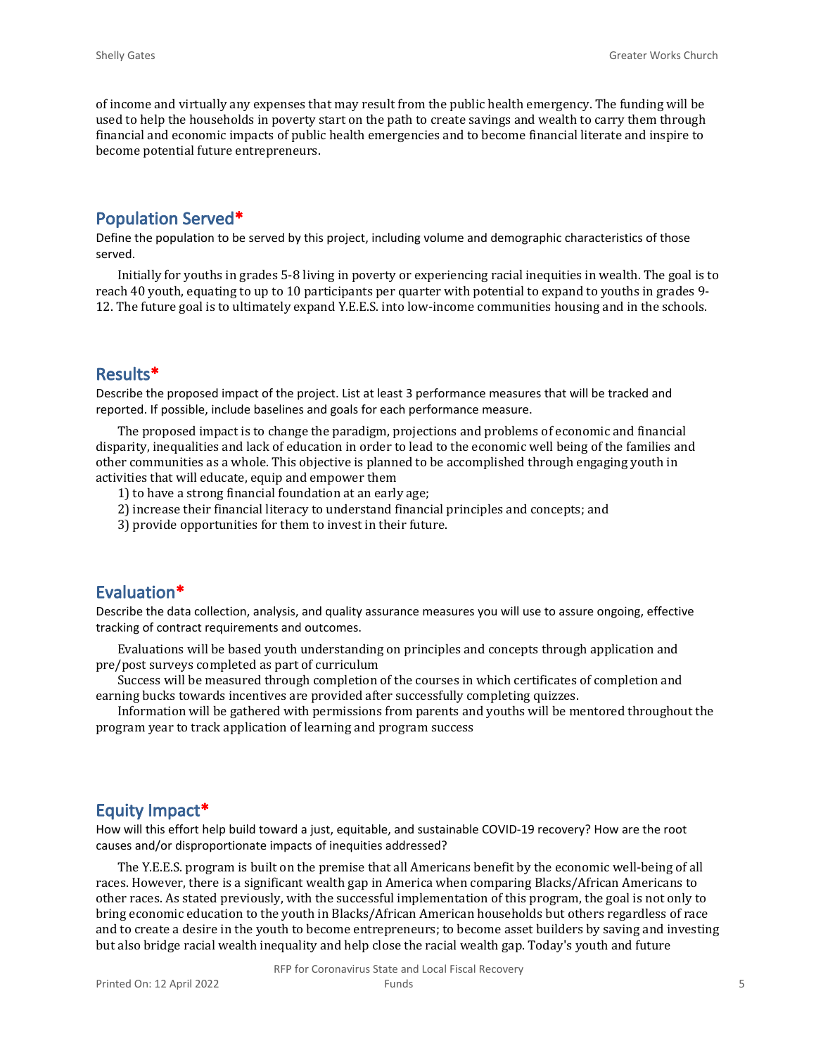of income and virtually any expenses that may result from the public health emergency. The funding will be used to help the households in poverty start on the path to create savings and wealth to carry them through financial and economic impacts of public health emergencies and to become financial literate and inspire to become potential future entrepreneurs.

## Population Served*

Define the population to be served by this project, including volume and demographic characteristics of those served.

Initially for youths in grades 5-8 living in poverty or experiencing racial inequities in wealth. The goal is to reach 40 youth, equating to up to 10 participants per quarter with potential to expand to youths in grades 9-12. The future goal is to ultimately expand Y.E.E.S. into low-income communities housing and in the schools.

## Results*

Describe the proposed impact of the project. List at least 3 performance measures that will be tracked and reported. If possible, include baselines and goals for each performance measure.

The proposed impact is to change the paradigm, projections and problems of economic and financial disparity, inequalities and lack of education in order to lead to the economic well being of the families and other communities as a whole. This objective is planned to be accomplished through engaging youth in activities that will educate, equip and empower them

1) to have a strong financial foundation at an early age;
2) increase their financial literacy to understand financial principles and concepts; and
3) provide opportunities for them to invest in their future.

## Evaluation*

Describe the data collection, analysis, and quality assurance measures you will use to assure ongoing, effective tracking of contract requirements and outcomes.

Evaluations will be based youth understanding on principles and concepts through application and pre/post surveys completed as part of curriculum

Success will be measured through completion of the courses in which certificates of completion and earning bucks towards incentives are provided after successfully completing quizzes.

Information will be gathered with permissions from parents and youths will be mentored throughout the program year to track application of learning and program success

## Equity Impact*

How will this effort help build toward a just, equitable, and sustainable COVID-19 recovery? How are the root causes and/or disproportionate impacts of inequities addressed?

The Y.E.E.S. program is built on the premise that all Americans benefit by the economic well-being of all races. However, there is a significant wealth gap in America when comparing Blacks/African Americans to other races. As stated previously, with the successful implementation of this program, the goal is not only to bring economic education to the youth in Blacks/African American households but others regardless of race and to create a desire in the youth to become entrepreneurs; to become asset builders by saving and investing but also bridge racial wealth inequality and help close the racial wealth gap. Today's youth and future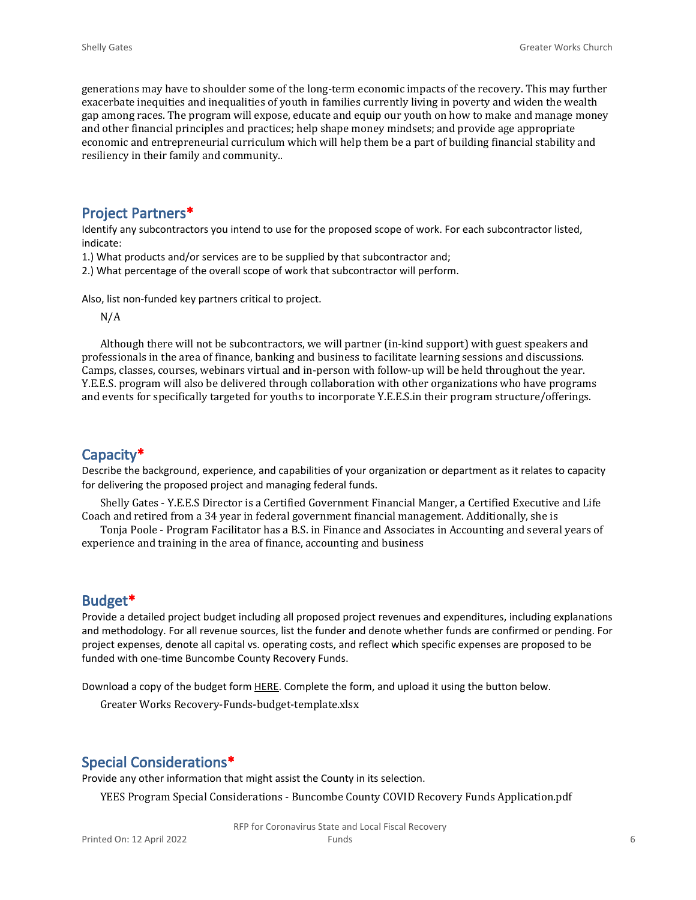generations may have to shoulder some of the long-term economic impacts of the recovery. This may further exacerbate inequities and inequalities of youth in families currently living in poverty and widen the wealth gap among races. The program will expose, educate and equip our youth on how to make and manage money and other financial principles and practices; help shape money mindsets; and provide age appropriate economic and entrepreneurial curriculum which will help them be a part of building financial stability and resiliency in their family and community..

## Project Partners*

Identify any subcontractors you intend to use for the proposed scope of work. For each subcontractor listed, indicate:

1.) What products and/or services are to be supplied by that subcontractor and;

2.) What percentage of the overall scope of work that subcontractor will perform.

Also, list non-funded key partners critical to project.

N/A

Although there will not be subcontractors, we will partner (in-kind support) with guest speakers and professionals in the area of finance, banking and business to facilitate learning sessions and discussions. Camps, classes, courses, webinars virtual and in-person with follow-up will be held throughout the year. Y.E.E.S. program will also be delivered through collaboration with other organizations who have programs and events for specifically targeted for youths to incorporate Y.E.E.S.in their program structure/offerings.

## Capacity*

Describe the background, experience, and capabilities of your organization or department as it relates to capacity for delivering the proposed project and managing federal funds.

Shelly Gates - Y.E.E.S Director is a Certified Government Financial Manger, a Certified Executive and Life Coach and retired from a 34 year in federal government financial management. Additionally, she is

Tonja Poole - Program Facilitator has a B.S. in Finance and Associates in Accounting and several years of experience and training in the area of finance, accounting and business

## Budget*

Provide a detailed project budget including all proposed project revenues and expenditures, including explanations and methodology. For all revenue sources, list the funder and denote whether funds are confirmed or pending. For project expenses, denote all capital vs. operating costs, and reflect which specific expenses are proposed to be funded with one-time Buncombe County Recovery Funds.

Download a copy of the budget form HERE. Complete the form, and upload it using the button below.

Greater Works Recovery-Funds-budget-template.xlsx

## Special Considerations*

Provide any other information that might assist the County in its selection.

YEES Program Special Considerations - Buncombe County COVID Recovery Funds Application.pdf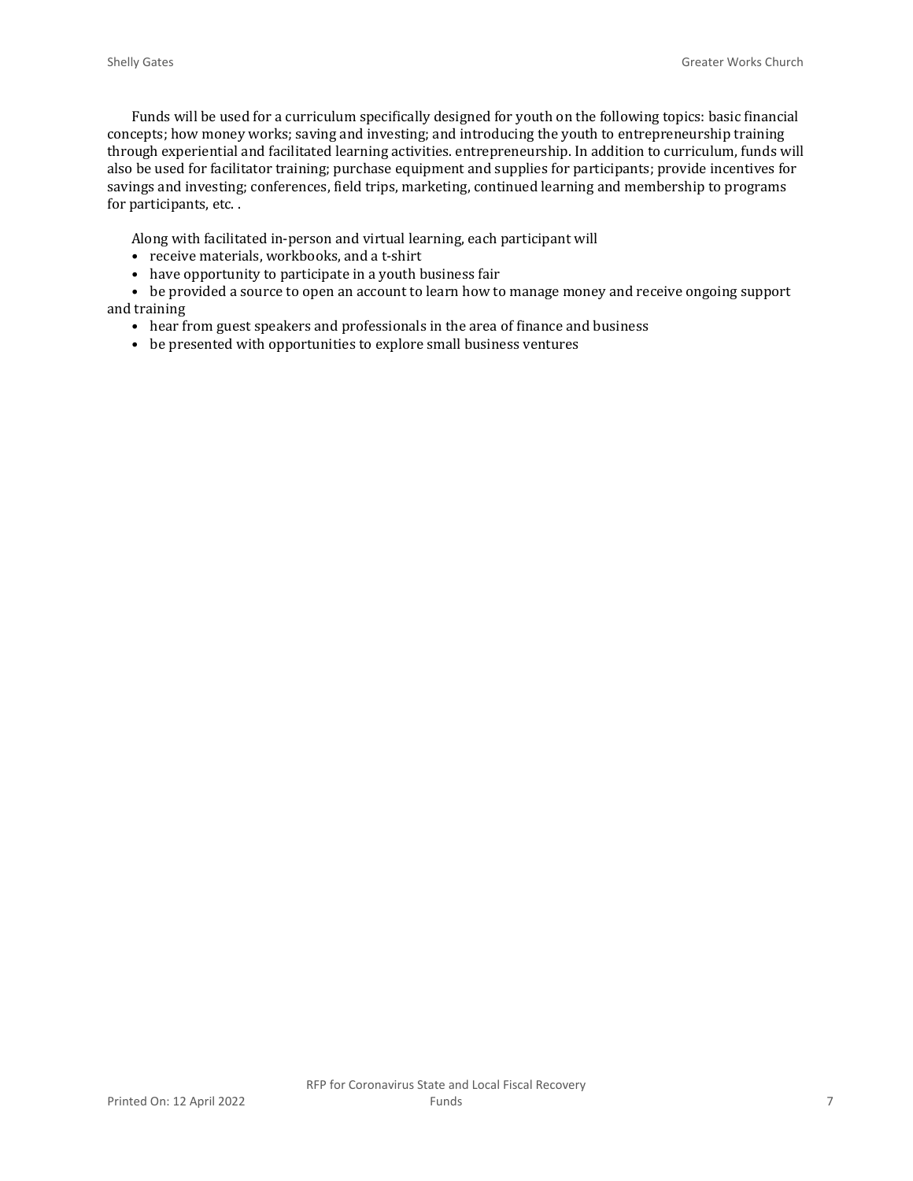Funds will be used for a curriculum specifically designed for youth on the following topics: basic financial concepts; how money works; saving and investing; and introducing the youth to entrepreneurship training through experiential and facilitated learning activities. entrepreneurship. In addition to curriculum, funds will also be used for facilitator training; purchase equipment and supplies for participants; provide incentives for savings and investing; conferences, field trips, marketing, continued learning and membership to programs for participants, etc. .

Along with facilitated in-person and virtual learning, each participant will

- receive materials, workbooks, and a t-shirt
- have opportunity to participate in a youth business fair
- be provided a source to open an account to learn how to manage money and receive ongoing support and training
- hear from guest speakers and professionals in the area of finance and business
- be presented with opportunities to explore small business ventures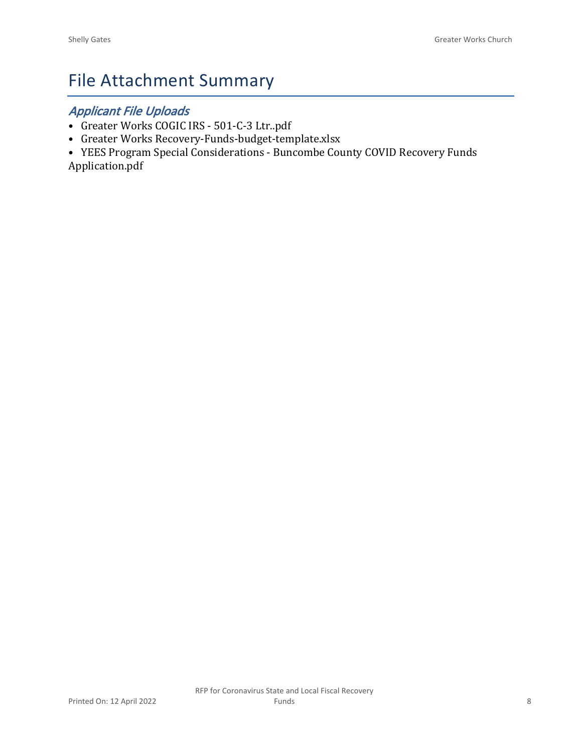# File Attachment Summary

## *Applicant File Uploads*

- Greater Works COGIC IRS - 501-C-3 Ltr..pdf
- Greater Works Recovery-Funds-budget-template.xlsx
- YEES Program Special Considerations - Buncombe County COVID Recovery Funds Application.pdf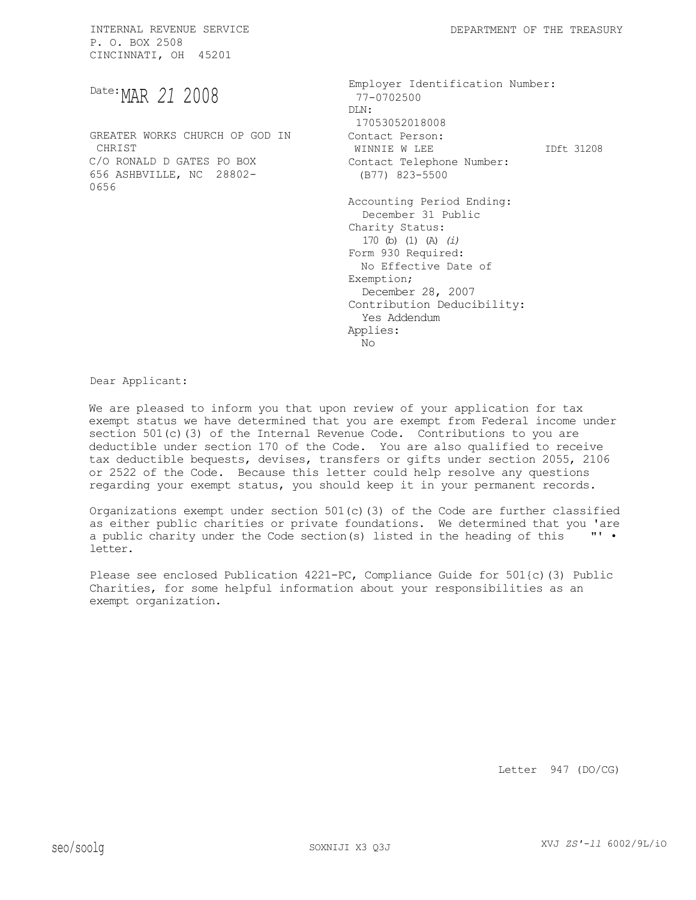INTERNAL REVENUE SERVICE
P. O. BOX 2508
CINCINNATI, OH 45201

DEPARTMENT OF THE TREASURY

Date: MAR 21 2008

GREATER WORKS CHURCH OP GOD IN CHRIST
C/O RONALD D GATES PO BOX
656 ASHBVILLE, NC 28802-0656

Employer Identification Number:
77-0702500
DLN:
17053052018008
Contact Person:
WINNIE W LEE IDft 31208
Contact Telephone Number:
(B77) 823-5500

Accounting Period Ending:
December 31 Public
Charity Status:
170 (b) (1) (A) *(i)*
Form 930 Required:
No Effective Date of
Exemption;
December 28, 2007
Contribution Deducibility:
Yes Addendum
Applies:
No

Dear Applicant:

We are pleased to inform you that upon review of your application for tax exempt status we have determined that you are exempt from Federal income under section 501(c)(3) of the Internal Revenue Code. Contributions to you are deductible under section 170 of the Code. You are also qualified to receive tax deductible bequests, devises, transfers or gifts under section 2055, 2106 or 2522 of the Code. Because this letter could help resolve any questions regarding your exempt status, you should keep it in your permanent records.

Organizations exempt under section 501(c)(3) of the Code are further classified as either public charities or private foundations. We determined that you 'are a public charity under the Code section(s) listed in the heading of this "' • letter.

Please see enclosed Publication 4221-PC, Compliance Guide for 501(c)(3) Public Charities, for some helpful information about your responsibilities as an exempt organization.

Letter 947 (DO/CG)

seo/soolg SOXNIJI X3 Q3J XVJ *ZS'-11* 6002/9L/iO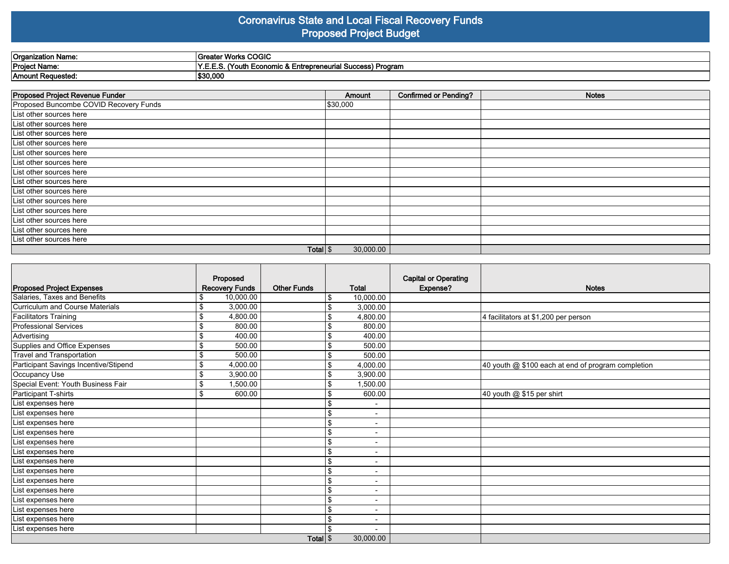# Coronavirus State and Local Fiscal Recovery Funds
## Proposed Project Budget

| | |
|---|---|
| **Organization Name:** | **Greater Works COGIC** |
| **Project Name:** | **Y.E.E.S. (Youth Economic & Entrepreneurial Success) Program** |
| **Amount Requested:** | **$30,000** |

| Proposed Project Revenue Funder | Amount | Confirmed or Pending? | Notes |
|---|---|---|---|
| Proposed Buncombe COVID Recovery Funds | $30,000 | | |
| List other sources here | | | |
| List other sources here | | | |
| List other sources here | | | |
| List other sources here | | | |
| List other sources here | | | |
| List other sources here | | | |
| List other sources here | | | |
| List other sources here | | | |
| List other sources here | | | |
| List other sources here | | | |
| List other sources here | | | |
| List other sources here | | | |
| List other sources here | | | |
| List other sources here | | | |
| **Total** | $ 30,000.00 | | |

| Proposed Project Expenses | Proposed Recovery Funds | Other Funds | Total | Capital or Operating Expense? | Notes |
|---|---|---|---|---|---|
| Salaries, Taxes and Benefits | $ 10,000.00 | | $ 10,000.00 | | |
| Curriculum and Course Materials | $ 3,000.00 | | $ 3,000.00 | | |
| Facilitators Training | $ 4,800.00 | | $ 4,800.00 | | 4 facilitators at $1,200 per person |
| Professional Services | $ 800.00 | | $ 800.00 | | |
| Advertising | $ 400.00 | | $ 400.00 | | |
| Supplies and Office Expenses | $ 500.00 | | $ 500.00 | | |
| Travel and Transportation | $ 500.00 | | $ 500.00 | | |
| Participant Savings Incentive/Stipend | $ 4,000.00 | | $ 4,000.00 | | 40 youth @ $100 each at end of program completion |
| Occupancy Use | $ 3,900.00 | | $ 3,900.00 | | |
| Special Event: Youth Business Fair | $ 1,500.00 | | $ 1,500.00 | | |
| Participant T-shirts | $ 600.00 | | $ 600.00 | | 40 youth @ $15 per shirt |
| List expenses here | | | $ - | | |
| List expenses here | | | $ - | | |
| List expenses here | | | $ - | | |
| List expenses here | | | $ - | | |
| List expenses here | | | $ - | | |
| List expenses here | | | $ - | | |
| List expenses here | | | $ - | | |
| List expenses here | | | $ - | | |
| List expenses here | | | $ - | | |
| List expenses here | | | $ - | | |
| List expenses here | | | $ - | | |
| List expenses here | | | $ - | | |
| List expenses here | | | $ - | | |
| List expenses here | | | $ - | | |
| **Total** | | | $ 30,000.00 | | |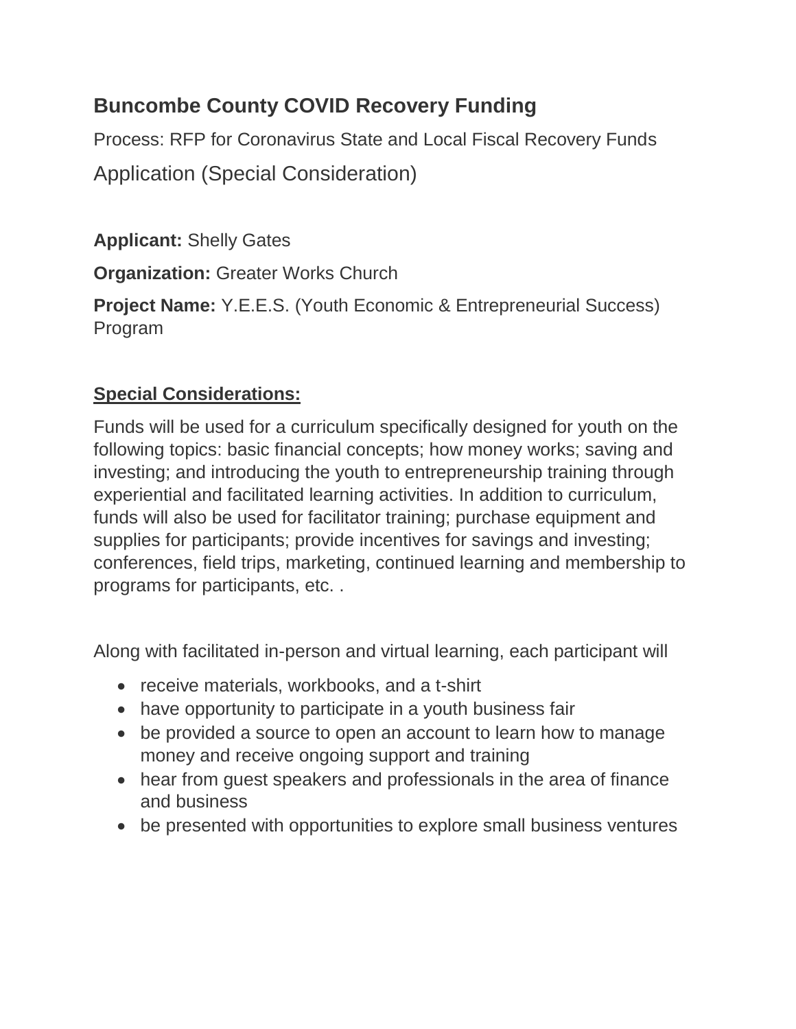## Buncombe County COVID Recovery Funding

Process: RFP for Coronavirus State and Local Fiscal Recovery Funds

Application (Special Consideration)

**Applicant:** Shelly Gates

**Organization:** Greater Works Church

**Project Name:** Y.E.E.S. (Youth Economic & Entrepreneurial Success) Program

**Special Considerations:**

Funds will be used for a curriculum specifically designed for youth on the following topics: basic financial concepts; how money works; saving and investing; and introducing the youth to entrepreneurship training through experiential and facilitated learning activities. In addition to curriculum, funds will also be used for facilitator training; purchase equipment and supplies for participants; provide incentives for savings and investing; conferences, field trips, marketing, continued learning and membership to programs for participants, etc. .

Along with facilitated in-person and virtual learning, each participant will

- receive materials, workbooks, and a t-shirt
- have opportunity to participate in a youth business fair
- be provided a source to open an account to learn how to manage money and receive ongoing support and training
- hear from guest speakers and professionals in the area of finance and business
- be presented with opportunities to explore small business ventures